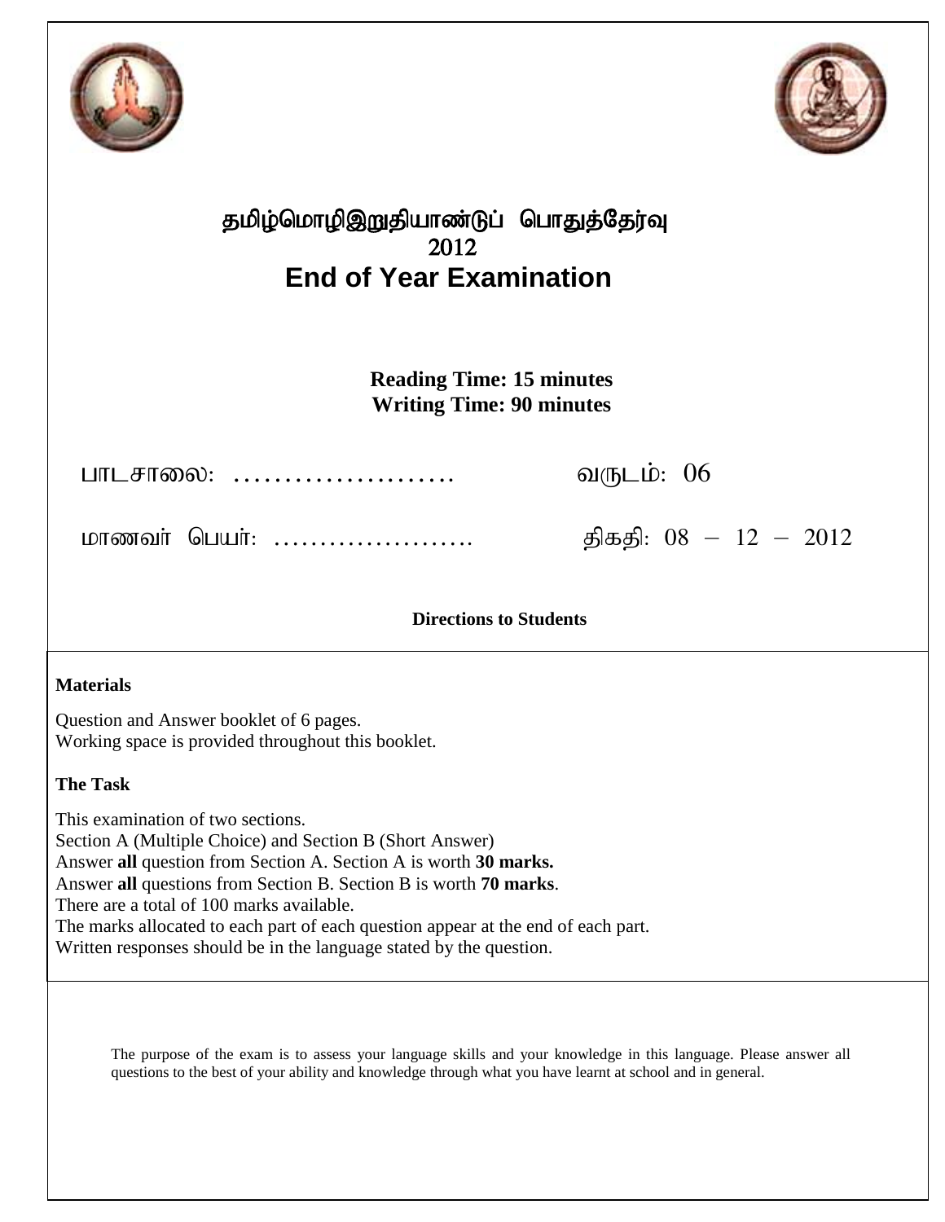# தமிழ்மொழிஇறுதியாண்டுப் பொதுத்தேர்வு
# 2012
# End of Year Examination

**Reading Time: 15 minutes**
**Writing Time: 90 minutes**

பாடசாலை: ……………………          வருடம்: 06

மாணவர் பெயர்: ……………………          திகதி: 08 – 12 – 2012

**Directions to Students**

**Materials**

Question and Answer booklet of 6 pages.
Working space is provided throughout this booklet.

**The Task**

This examination of two sections.
Section A (Multiple Choice) and Section B (Short Answer)
Answer **all** question from Section A. Section A is worth **30 marks.**
Answer **all** questions from Section B. Section B is worth **70 marks**.
There are a total of 100 marks available.
The marks allocated to each part of each question appear at the end of each part.
Written responses should be in the language stated by the question.

The purpose of the exam is to assess your language skills and your knowledge in this language. Please answer all questions to the best of your ability and knowledge through what you have learnt at school and in general.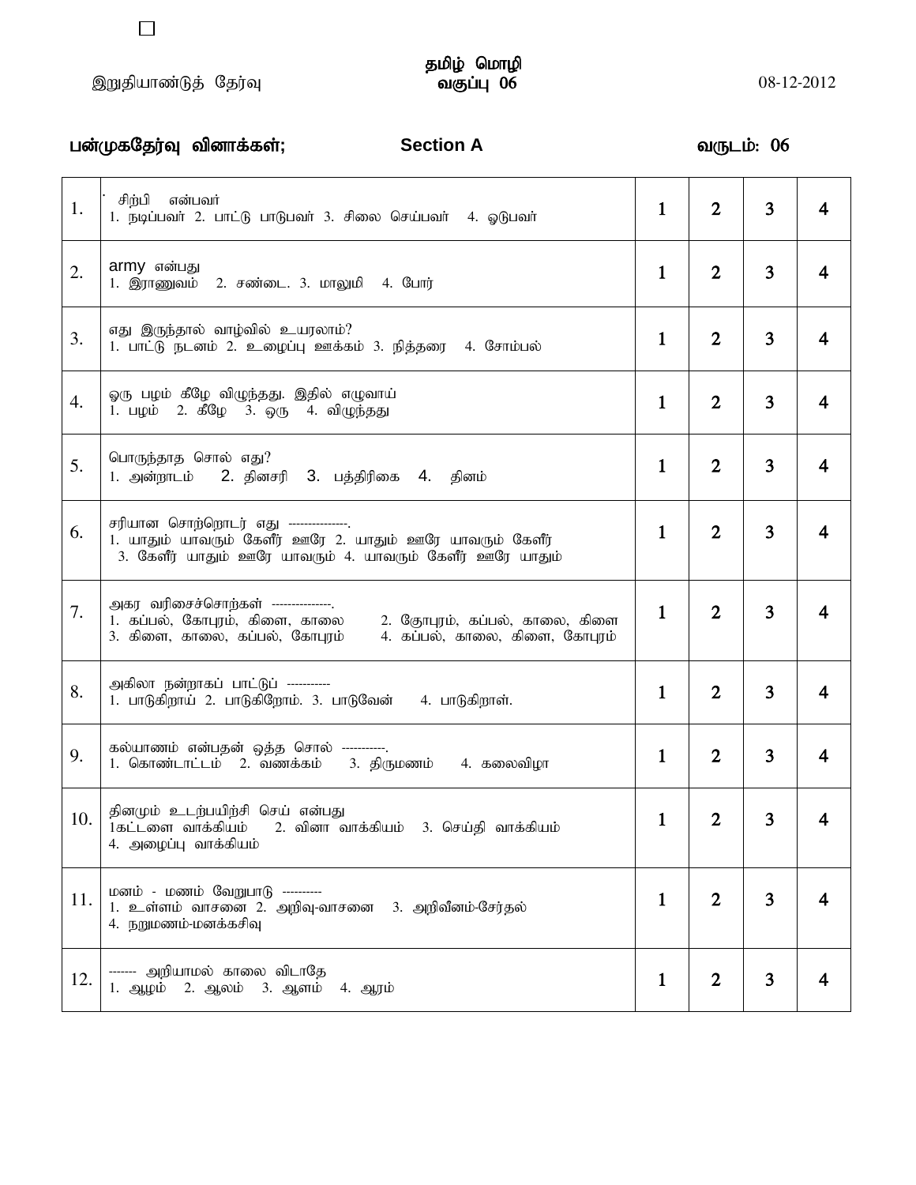இறுதியாண்டுத் தேர்வு | **தமிழ் மொழி வகுப்பு 06** | 08-12-2012

**பன்முகதேர்வு வினாக்கள்;** **Section A** **வருடம்: 06**

| | | | | | |
|---|---|---|---|---|---|
| 1. | சிற்பி என்பவர்<br>1. நடிப்பவர் 2. பாட்டு பாடுபவர் 3. சிலை செய்பவர் 4. ஓடுபவர் | 1 | 2 | 3 | 4 |
| 2. | army என்பது<br>1. இராணுவம் 2. சண்டை. 3. மாலுமி 4. போர் | 1 | 2 | 3 | 4 |
| 3. | எது இருந்தால் வாழ்வில் உயரலாம்?<br>1. பாட்டு நடனம் 2. உழைப்பு ஊக்கம் 3. நித்தரை 4. சோம்பல் | 1 | 2 | 3 | 4 |
| 4. | ஒரு பழம் கீழே விழுந்தது. இதில் எழுவாய்<br>1. பழம் 2. கீழே 3. ஒரு 4. விழுந்தது | 1 | 2 | 3 | 4 |
| 5. | பொருந்தாத சொல் எது?<br>1. அன்றாடம் 2. தினசரி 3. பத்திரிகை 4. தினம் | 1 | 2 | 3 | 4 |
| 6. | சரியான சொற்றொடர் எது ---------------.<br>1. யாதும் யாவரும் கேளீர் ஊரே 2. யாதும் ஊரே யாவரும் கேளீர்<br>3. கேளீர் யாதும் ஊரே யாவரும் 4. யாவரும் கேளீர் ஊரே யாதும் | 1 | 2 | 3 | 4 |
| 7. | அகர வரிசைச்சொற்கள் ---------------.<br>1. கப்பல், கோபுரம், கிளை, காலை 2. கோபுரம், கப்பல், காலை, கிளை<br>3. கிளை, காலை, கப்பல், கோபுரம் 4. கப்பல், காலை, கிளை, கோபுரம் | 1 | 2 | 3 | 4 |
| 8. | அகிலா நன்றாகப் பாட்டுப் -----------<br>1. பாடுகிறாய் 2. பாடுகிறோம். 3. பாடுவேன் 4. பாடுகிறாள். | 1 | 2 | 3 | 4 |
| 9. | கல்யாணம் என்பதன் ஒத்த சொல் -----------.<br>1. கொண்டாட்டம் 2. வணக்கம் 3. திருமணம் 4. கலைவிழா | 1 | 2 | 3 | 4 |
| 10. | தினமும் உடற்பயிற்சி செய் என்பது<br>1கட்டளை வாக்கியம் 2. வினா வாக்கியம் 3. செய்தி வாக்கியம்<br>4. அழைப்பு வாக்கியம் | 1 | 2 | 3 | 4 |
| 11. | மனம் - மணம் வேறுபாடு ----------<br>1. உள்ளம் வாசனை 2. அறிவு-வாசனை 3. அறிவீனம்-சேர்தல்<br>4. நறுமணம்-மனக்கசிவு | 1 | 2 | 3 | 4 |
| 12. | ------- அறியாமல் காலை விடாதே<br>1. ஆழம் 2. ஆலம் 3. ஆளம் 4. ஆரம் | 1 | 2 | 3 | 4 |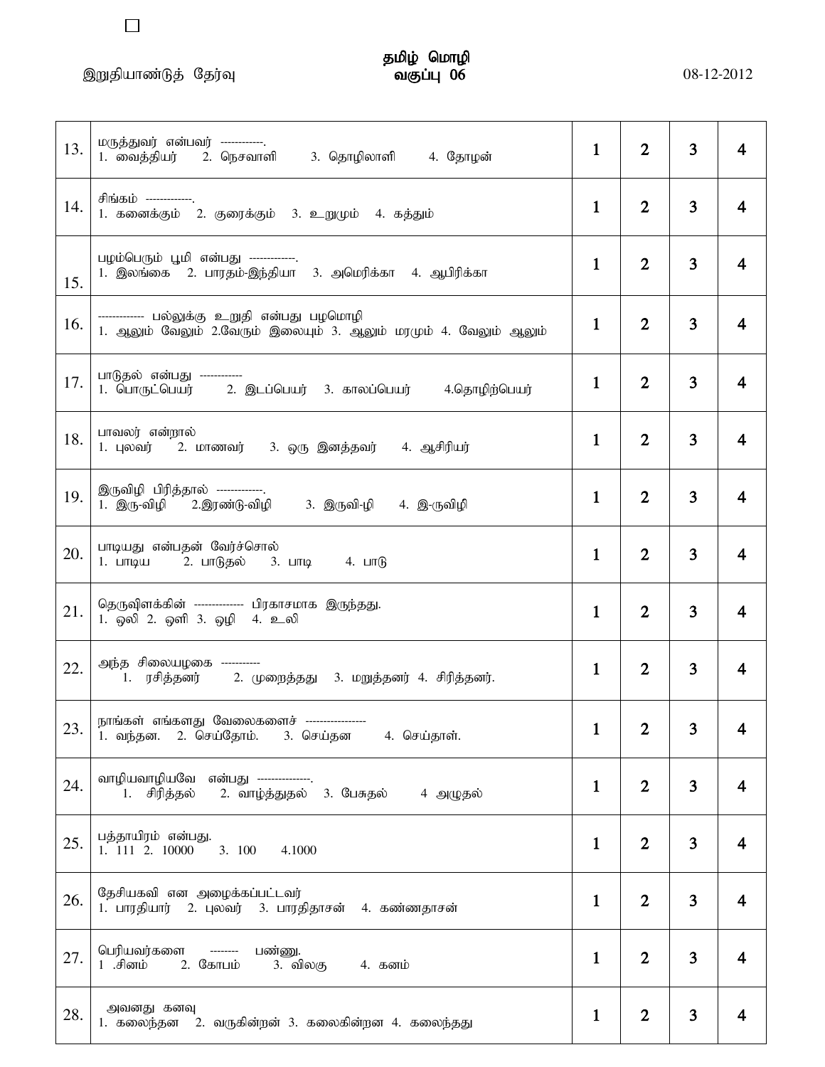தமிழ் மொழி

இறுதியாண்டுத் தேர்வு | வகுப்பு 06 | 08-12-2012

| | | | | | |
|---|---|---|---|---|---|
| 13. | மருத்துவர் என்பவர் ------------.<br>1. வைத்தியர் 2. நெசவாளி 3. தொழிலாளி 4. தோழன் | 1 | 2 | 3 | 4 |
| 14. | சிங்கம் -------------.<br>1. கனைக்கும் 2. குரைக்கும் 3. உறுமும் 4. கத்தும் | 1 | 2 | 3 | 4 |
| 15. | பழம்பெரும் பூமி என்பது -------------.<br>1. இலங்கை 2. பாரதம்-இந்தியா 3. அமெரிக்கா 4. ஆபிரிக்கா | 1 | 2 | 3 | 4 |
| 16. | ------------- பல்லுக்கு உறுதி என்பது பழமொழி<br>1. ஆலும் வேலும் 2.வேரும் இலையும் 3. ஆலும் மரமும் 4. வேலும் ஆலும் | 1 | 2 | 3 | 4 |
| 17. | பாடுதல் என்பது ------------<br>1. பொருட்பெயர் 2. இடப்பெயர் 3. காலப்பெயர் 4.தொழிற்பெயர் | 1 | 2 | 3 | 4 |
| 18. | பாவலர் என்றால்<br>1. புலவர் 2. மாணவர் 3. ஒரு இனத்தவர் 4. ஆசிரியர் | 1 | 2 | 3 | 4 |
| 19. | இருவிழி பிரித்தால் -------------.<br>1. இரு-விழி 2.இரண்டு-விழி 3. இருவி-ழி 4. இ-ருவிழி | 1 | 2 | 3 | 4 |
| 20. | பாடியது என்பதன் வேர்ச்சொல்<br>1. பாடிய 2. பாடுதல் 3. பாடி 4. பாடு | 1 | 2 | 3 | 4 |
| 21. | தெருவிளக்கின் -------------- பிரகாசமாக இருந்தது.<br>1. ஒலி 2. ஒளி 3. ஒழி 4. உலி | 1 | 2 | 3 | 4 |
| 22. | அந்த சிலையழகை -----------<br>1. ரசித்தனர் 2. முறைத்தது 3. மறுத்தனர் 4. சிரித்தனர். | 1 | 2 | 3 | 4 |
| 23. | நாங்கள் எங்களது வேலைகளைச் -----------------<br>1. வந்தன. 2. செய்தோம். 3. செய்தன 4. செய்தாள். | 1 | 2 | 3 | 4 |
| 24. | வாழியவாழியவே என்பது ---------------.<br>1. சிரித்தல் 2. வாழ்த்துதல் 3. பேசுதல் 4 அழுதல் | 1 | 2 | 3 | 4 |
| 25. | பத்தாயிரம் என்பது.<br>1. 111 2. 10000 3. 100 4.1000 | 1 | 2 | 3 | 4 |
| 26. | தேசியகவி என அழைக்கப்பட்டவர்<br>1. பாரதியார் 2. புலவர் 3. பாரதிதாசன் 4. கண்ணதாசன் | 1 | 2 | 3 | 4 |
| 27. | பெரியவர்களை -------- பண்ணு.<br>1 .சினம் 2. கோபம் 3. விலகு 4. கனம் | 1 | 2 | 3 | 4 |
| 28. | அவனது கனவு<br>1. கலைந்தன 2. வருகின்றன் 3. கலைகின்றன 4. கலைந்தது | 1 | 2 | 3 | 4 |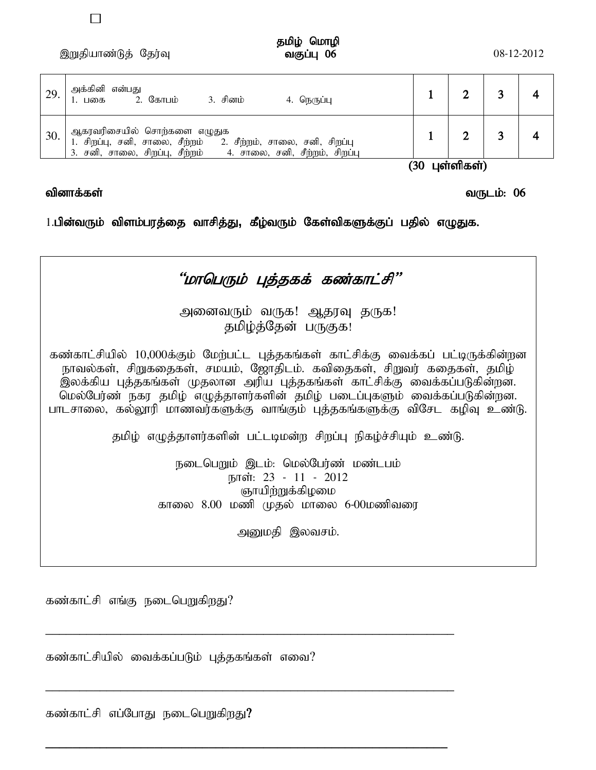தமிழ் மொழி
வகுப்பு 06

இறுதியாண்டுத் தேர்வு 08-12-2012

| | | | | | |
|---|---|---|---|---|---|
| 29. | அக்கினி என்பது<br>1. பகை 2. கோபம் 3. சினம் 4. நெருப்பு | **1** | **2** | **3** | **4** |
| 30. | ஆகரவரிசையில் சொற்களை எழுதுக<br>1. சிறப்பு, சனி, சாலை, சீற்றம் 2. சீற்றம், சாலை, சனி, சிறப்பு<br>3. சனி, சாலை, சிறப்பு, சீற்றம் 4. சாலை, சனி, சீற்றம், சிறப்பு | **1** | **2** | **3** | **4** |

**(30 புள்ளிகள்)**

**வினாக்கள்** **வருடம்: 06**

1.**பின்வரும் விளம்பரத்தை வாசித்து, கீழ்வரும் கேள்விகளுக்குப் பதில் எழுதுக.**

> ## *"மாபெரும் புத்தகக் கண்காட்சி"*
>
> அனைவரும் வருக! ஆதரவு தருக!
> தமிழ்த்தேன் பருகுக!
>
> கண்காட்சியில் 10,000க்கும் மேற்பட்ட புத்தகங்கள் காட்சிக்கு வைக்கப் பட்டிருக்கின்றன நாவல்கள், சிறுகதைகள், சமயம், ஜோதிடம். கவிதைகள், சிறுவர் கதைகள், தமிழ் இலக்கிய புத்தகங்கள் முதலான அரிய புத்தகங்கள் காட்சிக்கு வைக்கப்படுகின்றன. மெல்பேர்ண் நகர தமிழ் எழுத்தாளர்களின் தமிழ் படைப்புகளும் வைக்கப்படுகின்றன. பாடசாலை, கல்லூரி மாணவர்களுக்கு வாங்கும் புத்தகங்களுக்கு விசேட கழிவு உண்டு.
>
> தமிழ் எழுத்தாளர்களின் பட்டிமன்ற சிறப்பு நிகழ்ச்சியும் உண்டு.
>
> நடைபெறும் இடம்: மெல்பேர்ண் மண்டபம்
> நாள்: 23 - 11 - 2012
> ஞாயிற்றுக்கிழமை
> காலை 8.00 மணி முதல் மாலை 6-00மணிவரை
>
> அனுமதி இலவசம்.

கண்காட்சி எங்கு நடைபெறுகிறது?

______________________________________________________________________

கண்காட்சியில் வைக்கப்படும் புத்தகங்கள் எவை?

______________________________________________________________________

கண்காட்சி எப்போது நடைபெறுகிறது**?**

______________________________________________________________________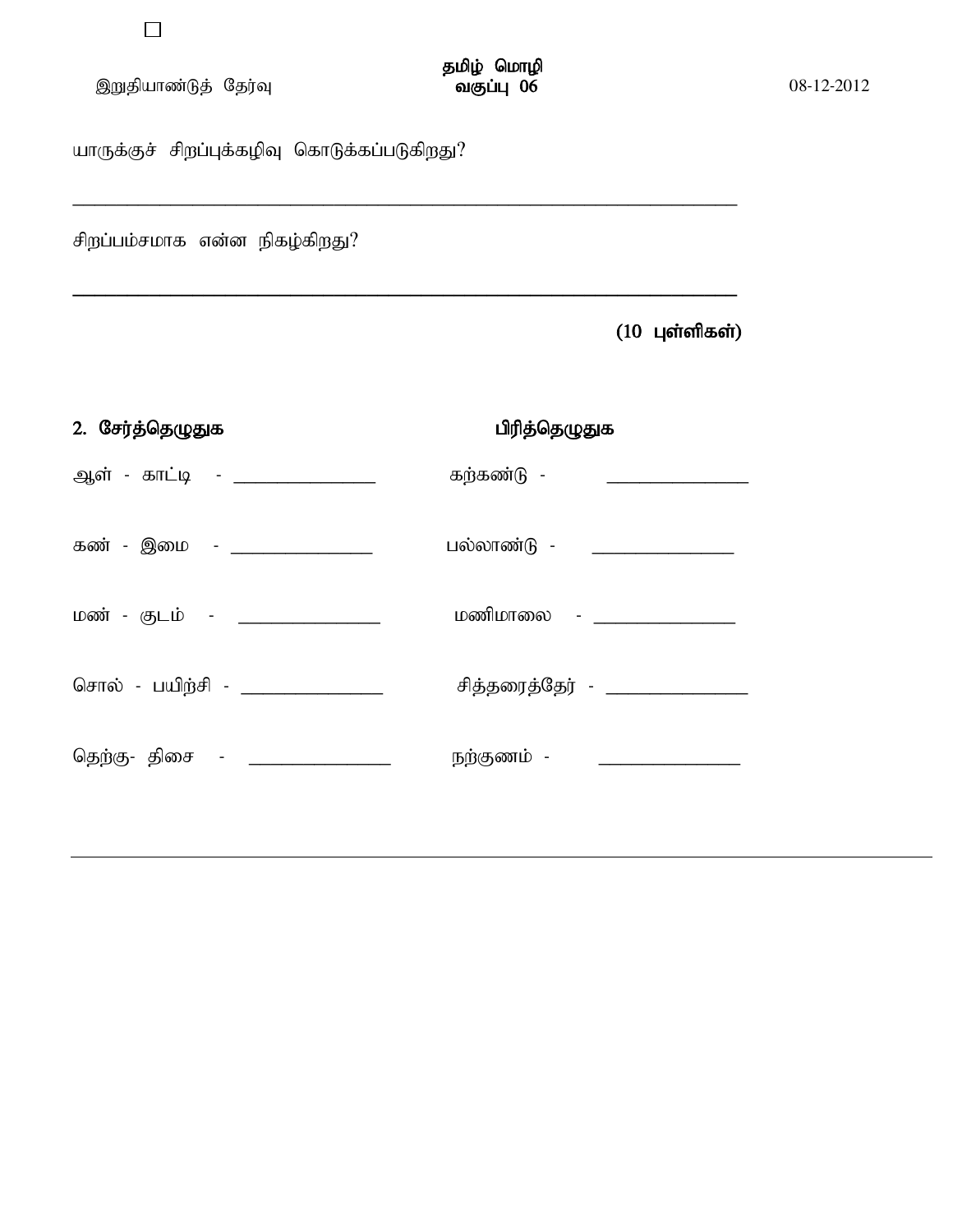யாருக்குச் சிறப்புக்கழிவு கொடுக்கப்படுகிறது?

_______________________________________________________________

சிறப்பம்சமாக என்ன நிகழ்கிறது?

_______________________________________________________________

**(10 புள்ளிகள்)**

**2. சேர்த்தெழுதுக** | **பிரித்தெழுதுக**

| சேர்த்தெழுதுக | பிரித்தெழுதுக |
|---|---|
| ஆள் - காட்டி - _______________ | கற்கண்டு - _______________ |
| கண் - இமை - _______________ | பல்லாண்டு - _______________ |
| மண் - குடம் - _______________ | மணிமாலை - _______________ |
| சொல் - பயிற்சி - _______________ | சித்தரைத்தேர் - _______________ |
| தெற்கு- திசை - _______________ | நற்குணம் - _______________ |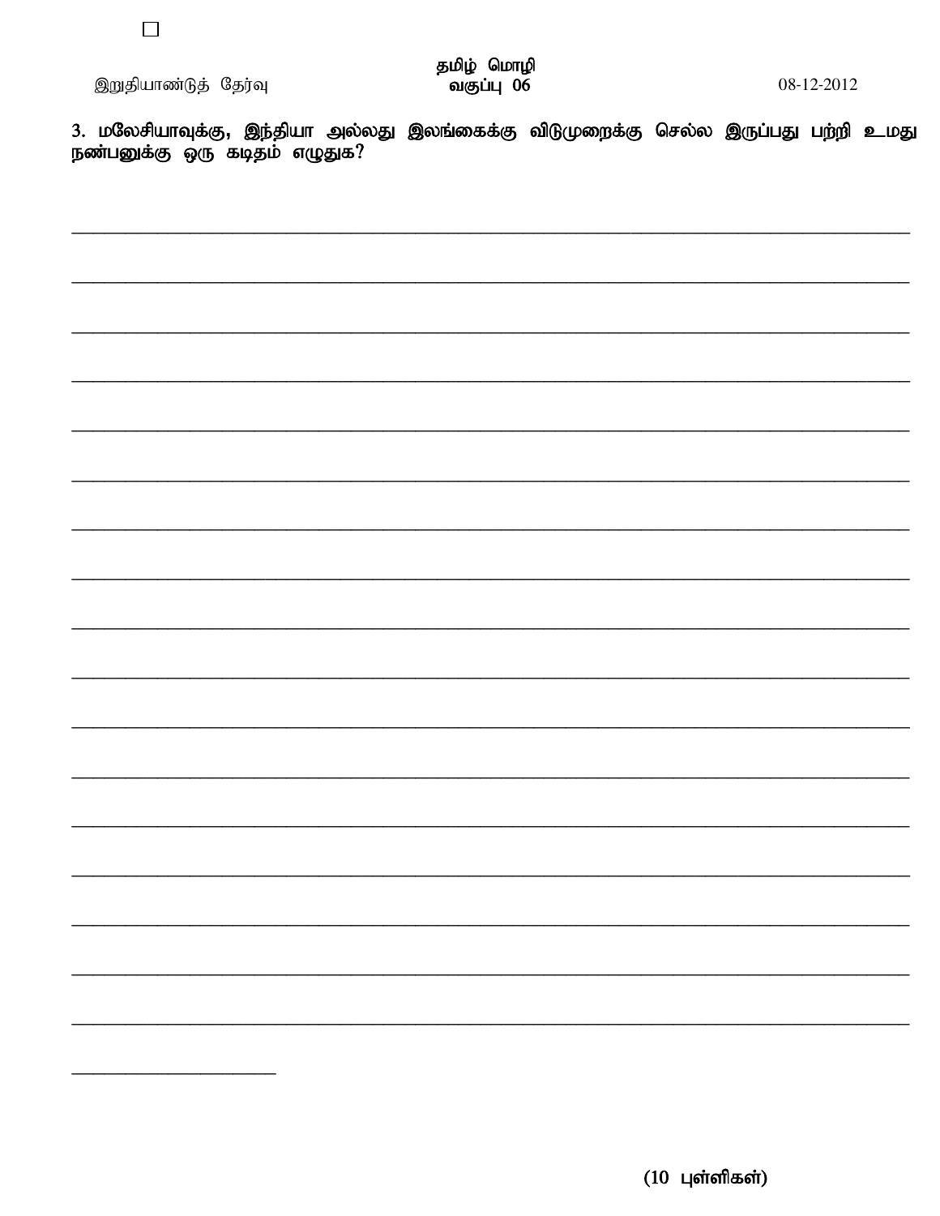இறுதியாண்டுத் தேர்வு | தமிழ் மொழி **வகுப்பு 06** | 08-12-2012

**3. மலேசியாவுக்கு, இந்தியா அல்லது இலங்கைக்கு விடுமுறைக்கு செல்ல இருப்பது பற்றி உமது நண்பனுக்கு ஒரு கடிதம் எழுதுக?**

**(10 புள்ளிகள்)**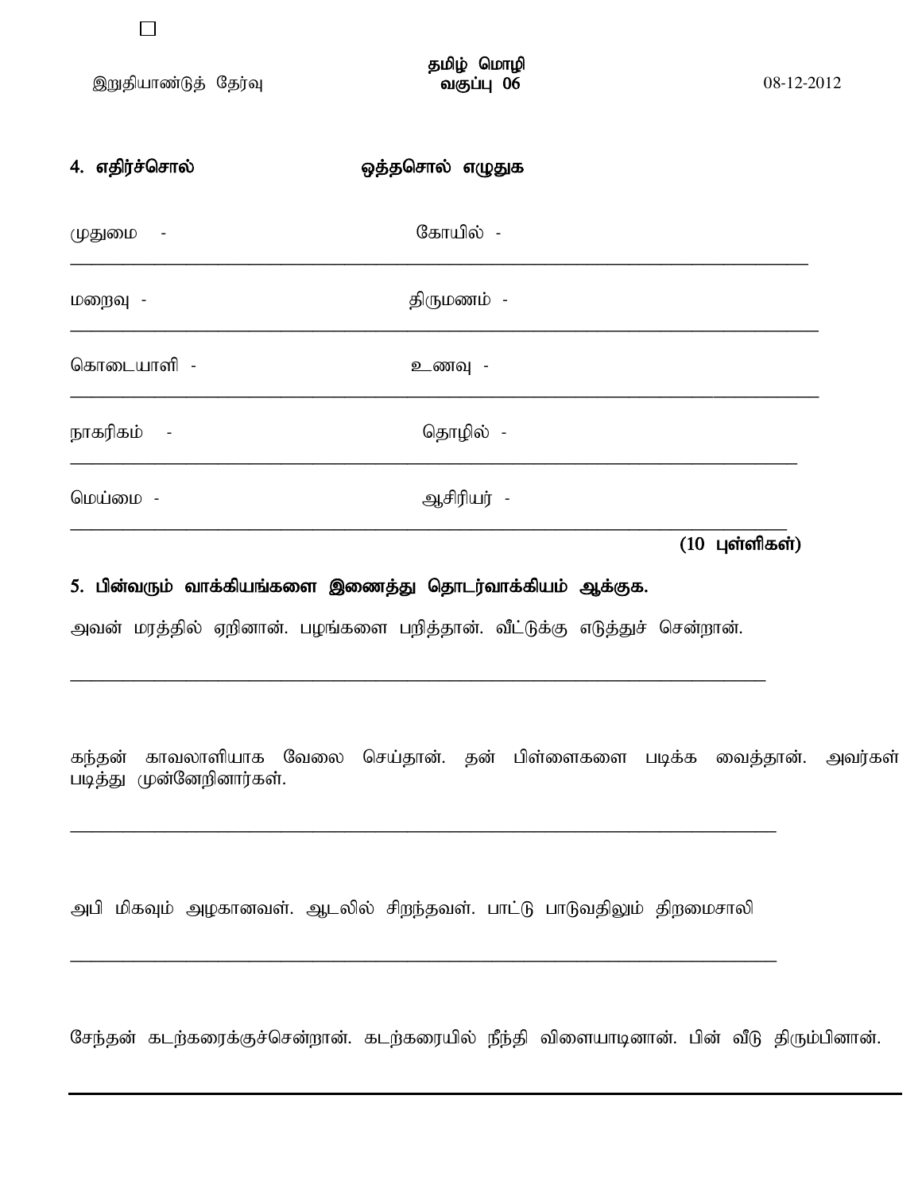இறுதியாண்டுத் தேர்வு | தமிழ் மொழி வகுப்பு 06 | 08-12-2012

**4. எதிர்ச்சொல் ஒத்தசொல் எழுதுக**

முதுமை - கோயில் -

______________________________________________

மறைவு - திருமணம் -

______________________________________________

கொடையாளி - உணவு -

______________________________________________

நாகரிகம் - தொழில் -

______________________________________________

மெய்மை - ஆசிரியர் -

______________________________________________

**(10 புள்ளிகள்)**

**5. பின்வரும் வாக்கியங்களை இணைத்து தொடர்வாக்கியம் ஆக்குக.**

அவன் மரத்தில் ஏறினான். பழங்களை பறித்தான். வீட்டுக்கு எடுத்துச் சென்றான்.

______________________________________________

கந்தன் காவலாளியாக வேலை செய்தான். தன் பிள்ளைகளை படிக்க வைத்தான். அவர்கள் படித்து முன்னேறினார்கள்.

______________________________________________

அபி மிகவும் அழகானவள். ஆடலில் சிறந்தவள். பாட்டு பாடுவதிலும் திறமைசாலி

______________________________________________

சேந்தன் கடற்கரைக்குச்சென்றான். கடற்கரையில் நீந்தி விளையாடினான். பின் வீடு திரும்பினான்.

______________________________________________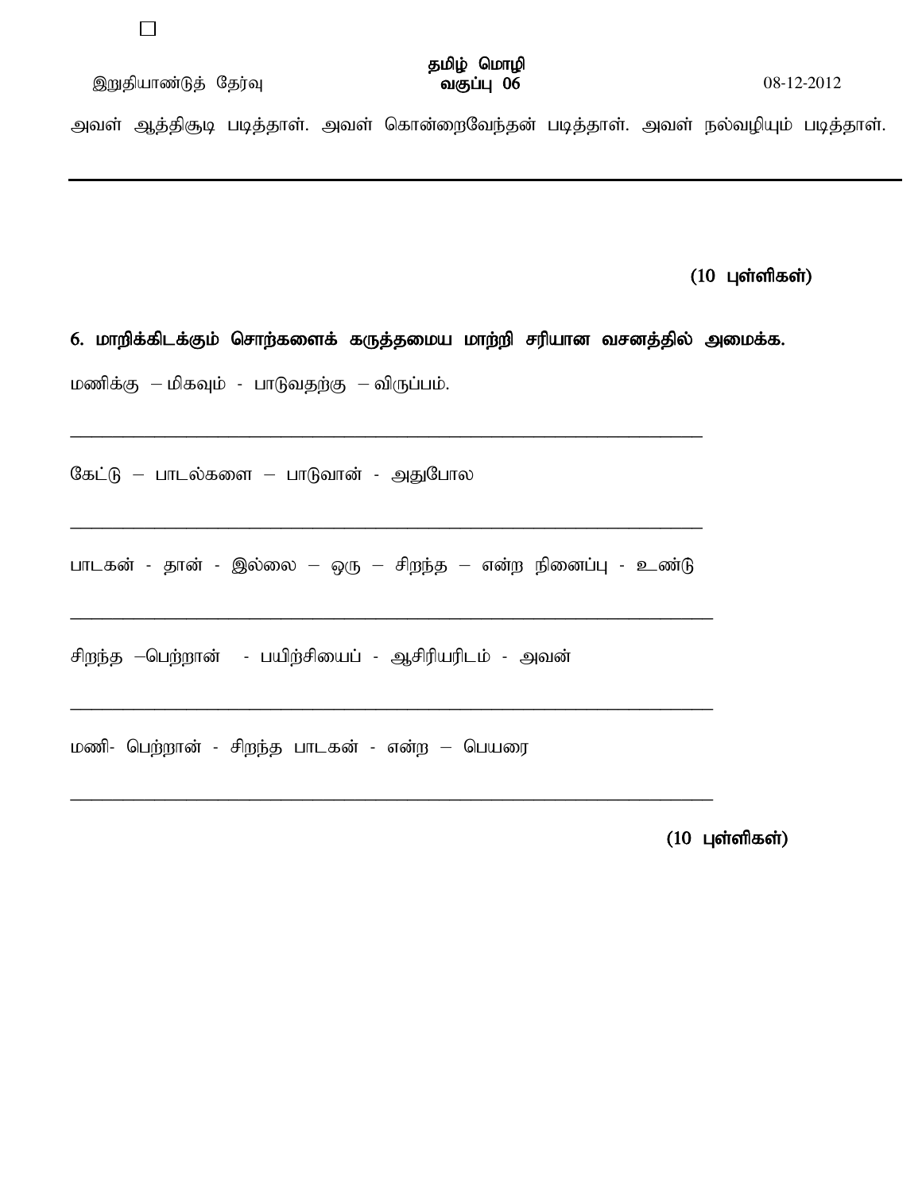அவள் ஆத்திசூடி படித்தாள். அவள் கொன்றைவேந்தன் படித்தாள். அவள் நல்வழியும் படித்தாள்.

---

**(10 புள்ளிகள்)**

**6. மாறிக்கிடக்கும் சொற்களைக் கருத்தமைய மாற்றி சரியான வசனத்தில் அமைக்க.**

மணிக்கு – மிகவும் - பாடுவதற்கு – விருப்பம்.

\_\_\_\_\_\_\_\_\_\_\_\_\_\_\_\_\_\_\_\_\_\_\_\_\_\_\_\_\_\_\_\_\_\_\_\_\_\_\_\_\_\_\_\_\_\_\_\_\_\_\_\_\_\_\_\_\_\_\_\_\_\_\_\_

கேட்டு – பாடல்களை – பாடுவான் - அதுபோல

\_\_\_\_\_\_\_\_\_\_\_\_\_\_\_\_\_\_\_\_\_\_\_\_\_\_\_\_\_\_\_\_\_\_\_\_\_\_\_\_\_\_\_\_\_\_\_\_\_\_\_\_\_\_\_\_\_\_\_\_\_\_\_\_

பாடகன் - தான் - இல்லை – ஒரு – சிறந்த – என்ற நினைப்பு - உண்டு

\_\_\_\_\_\_\_\_\_\_\_\_\_\_\_\_\_\_\_\_\_\_\_\_\_\_\_\_\_\_\_\_\_\_\_\_\_\_\_\_\_\_\_\_\_\_\_\_\_\_\_\_\_\_\_\_\_\_\_\_\_\_\_\_

சிறந்த –பெற்றான் - பயிற்சியைப் - ஆசிரியரிடம் - அவன்

\_\_\_\_\_\_\_\_\_\_\_\_\_\_\_\_\_\_\_\_\_\_\_\_\_\_\_\_\_\_\_\_\_\_\_\_\_\_\_\_\_\_\_\_\_\_\_\_\_\_\_\_\_\_\_\_\_\_\_\_\_\_\_\_

மணி- பெற்றான் - சிறந்த பாடகன் - என்ற – பெயரை

\_\_\_\_\_\_\_\_\_\_\_\_\_\_\_\_\_\_\_\_\_\_\_\_\_\_\_\_\_\_\_\_\_\_\_\_\_\_\_\_\_\_\_\_\_\_\_\_\_\_\_\_\_\_\_\_\_\_\_\_\_\_\_\_

**(10 புள்ளிகள்)**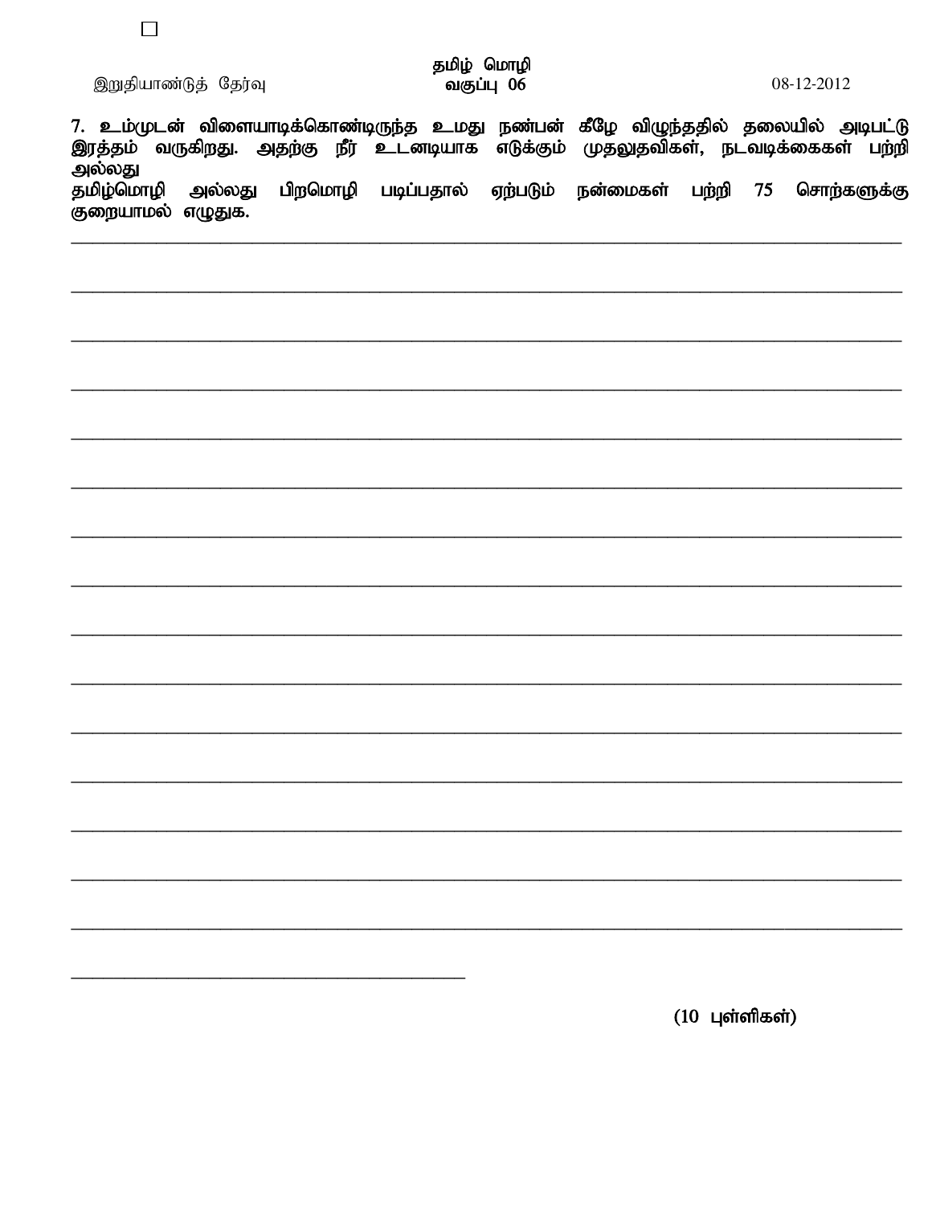7. உம்முடன் விளையாடிக்கொண்டிருந்த உமது நண்பன் கீழே விழுந்ததில் தலையில் அடிபட்டு இரத்தம் வருகிறது. அதற்கு நீர் உடனடியாக எடுக்கும் முதலுதவிகள், நடவடிக்கைகள் பற்றி

அல்லது

தமிழ்மொழி அல்லது பிறமொழி படிப்பதால் ஏற்படும் நன்மைகள் பற்றி 75 சொற்களுக்கு குறையாமல் எழுதுக.

(10 புள்ளிகள்)